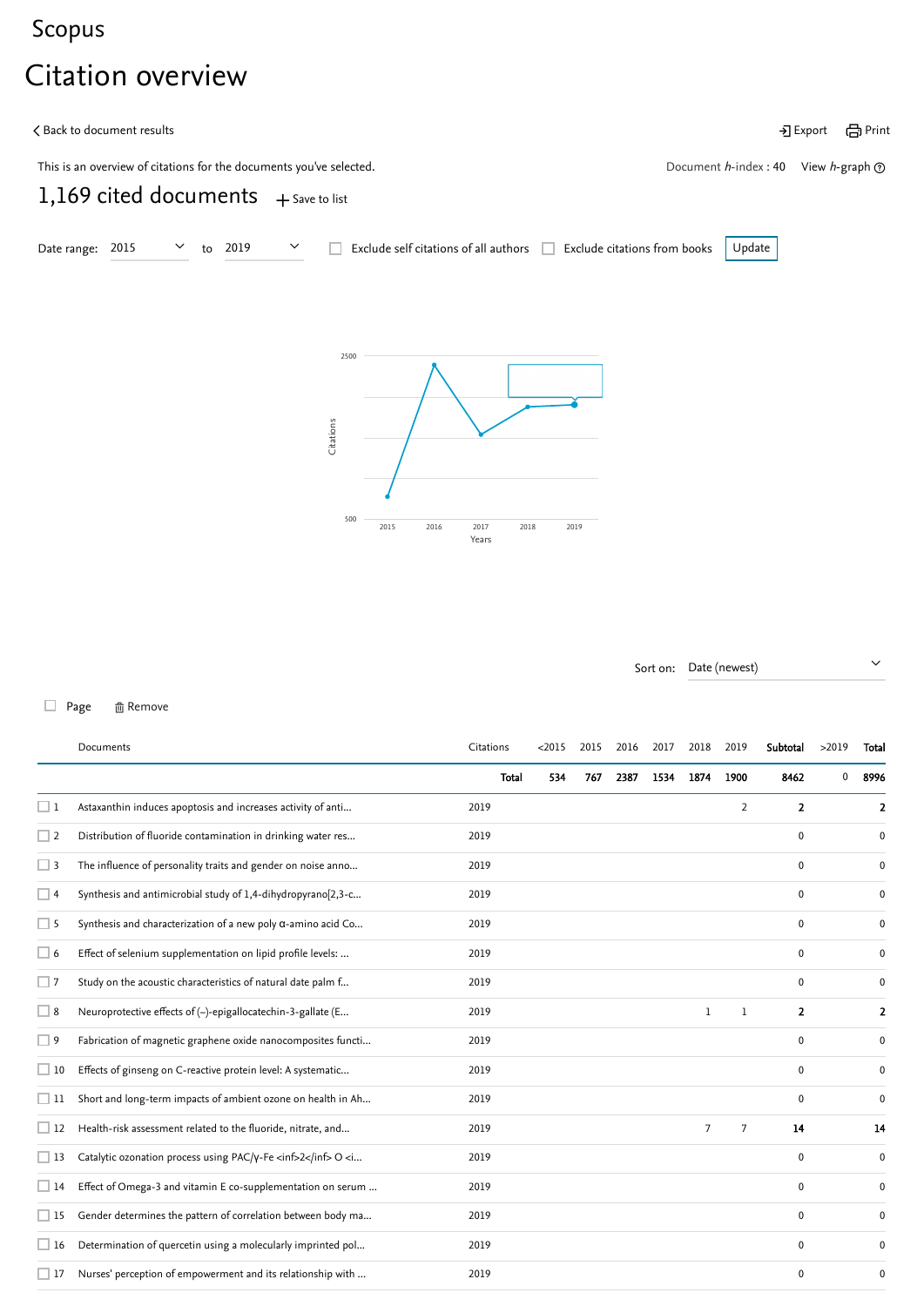Scopus

# Citation overview

< Back to document results

Export   Print

This is an overview of citations for the documents you've selected.

Document *h*-index : 40   View *h*-graph

## 1,169 cited documents

+ Save to list

Date range: 2015 to 2019   ☐ Exclude self citations of all authors   ☐ Exclude citations from books   Update

Sort on: Date (newest)

☐ Page   Remove

| | Documents | Citations | <2015 | 2015 | 2016 | 2017 | 2018 | 2019 | Subtotal | >2019 | Total |
|---|---|---|---|---|---|---|---|---|---|---|---|
| | | **Total** | **534** | **767** | **2387** | **1534** | **1874** | **1900** | **8462** | 0 | **8996** |
| ☐ 1 | Astaxanthin induces apoptosis and increases activity of anti... | 2019 | | | | | | 2 | **2** | | **2** |
| ☐ 2 | Distribution of fluoride contamination in drinking water res... | 2019 | | | | | | | 0 | | 0 |
| ☐ 3 | The influence of personality traits and gender on noise anno... | 2019 | | | | | | | 0 | | 0 |
| ☐ 4 | Synthesis and antimicrobial study of 1,4-dihydropyrano[2,3-c... | 2019 | | | | | | | 0 | | 0 |
| ☐ 5 | Synthesis and characterization of a new poly α-amino acid Co... | 2019 | | | | | | | 0 | | 0 |
| ☐ 6 | Effect of selenium supplementation on lipid profile levels: ... | 2019 | | | | | | | 0 | | 0 |
| ☐ 7 | Study on the acoustic characteristics of natural date palm f... | 2019 | | | | | | | 0 | | 0 |
| ☐ 8 | Neuroprotective effects of (–)-epigallocatechin-3-gallate (E... | 2019 | | | | | 1 | 1 | **2** | | **2** |
| ☐ 9 | Fabrication of magnetic graphene oxide nanocomposites functi... | 2019 | | | | | | | 0 | | 0 |
| ☐ 10 | Effects of ginseng on C-reactive protein level: A systematic... | 2019 | | | | | | | 0 | | 0 |
| ☐ 11 | Short and long-term impacts of ambient ozone on health in Ah... | 2019 | | | | | | | 0 | | 0 |
| ☐ 12 | Health-risk assessment related to the fluoride, nitrate, and... | 2019 | | | | | 7 | 7 | **14** | | **14** |
| ☐ 13 | Catalytic ozonation process using PAC/γ-Fe <inf>2</inf> O <i... | 2019 | | | | | | | 0 | | 0 |
| ☐ 14 | Effect of Omega-3 and vitamin E co-supplementation on serum ... | 2019 | | | | | | | 0 | | 0 |
| ☐ 15 | Gender determines the pattern of correlation between body ma... | 2019 | | | | | | | 0 | | 0 |
| ☐ 16 | Determination of quercetin using a molecularly imprinted pol... | 2019 | | | | | | | 0 | | 0 |
| ☐ 17 | Nurses' perception of empowerment and its relationship with ... | 2019 | | | | | | | 0 | | 0 |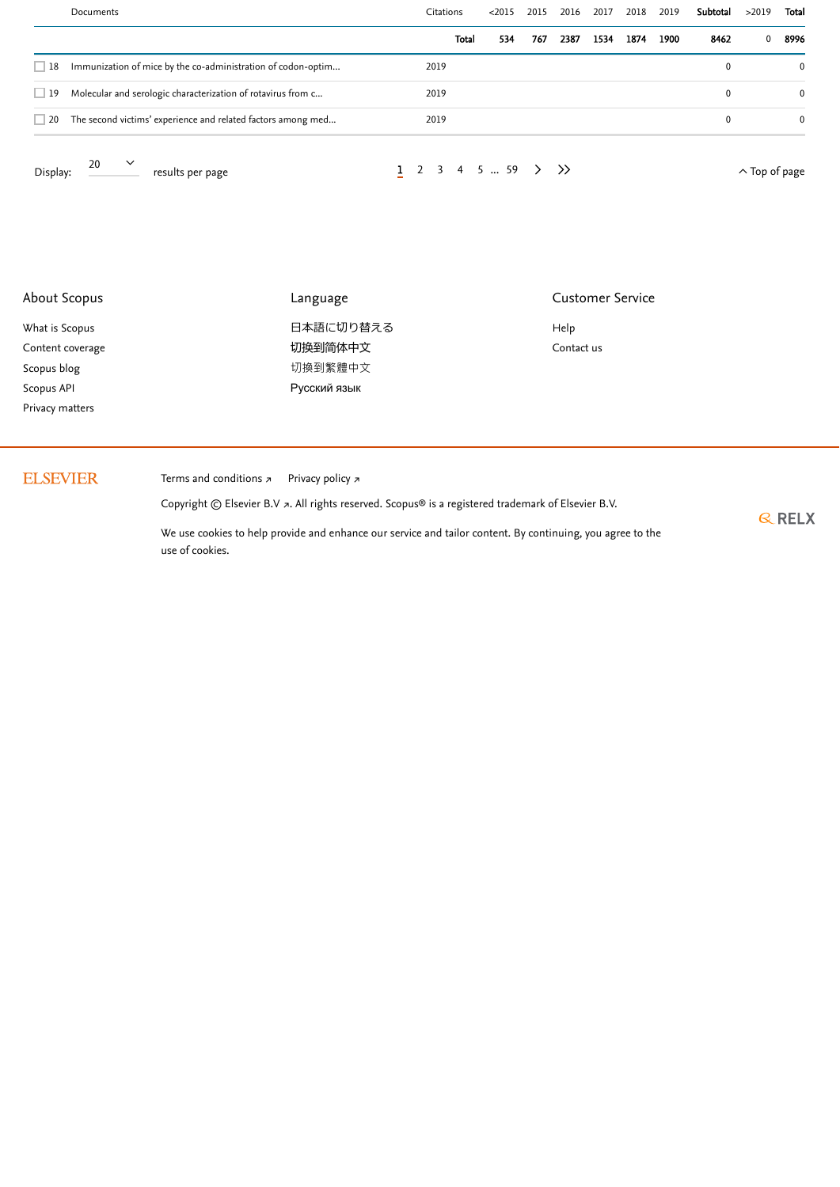| | Documents | Citations | <2015 | 2015 | 2016 | 2017 | 2018 | 2019 | Subtotal | >2019 | Total |
|---|---|---|---|---|---|---|---|---|---|---|---|
| | | **Total** | **534** | **767** | **2387** | **1534** | **1874** | **1900** | **8462** | 0 | **8996** |
| 18 | Immunization of mice by the co-administration of codon-optim... | 2019 | | | | | | | 0 | | 0 |
| 19 | Molecular and serologic characterization of rotavirus from c... | 2019 | | | | | | | 0 | | 0 |
| 20 | The second victims' experience and related factors among med... | 2019 | | | | | | | 0 | | 0 |

Display: 20 results per page

1 2 3 4 5 ... 59

Top of page

## About Scopus

- What is Scopus
- Content coverage
- Scopus blog
- Scopus API
- Privacy matters

## Language

- 日本語に切り替える
- 切换到简体中文
- 切換到繁體中文
- Русский язык

## Customer Service

- Help
- Contact us

ELSEVIER

Terms and conditions ↗ Privacy policy ↗

Copyright © Elsevier B.V ↗. All rights reserved. Scopus® is a registered trademark of Elsevier B.V.

We use cookies to help provide and enhance our service and tailor content. By continuing, you agree to the use of cookies.

RELX